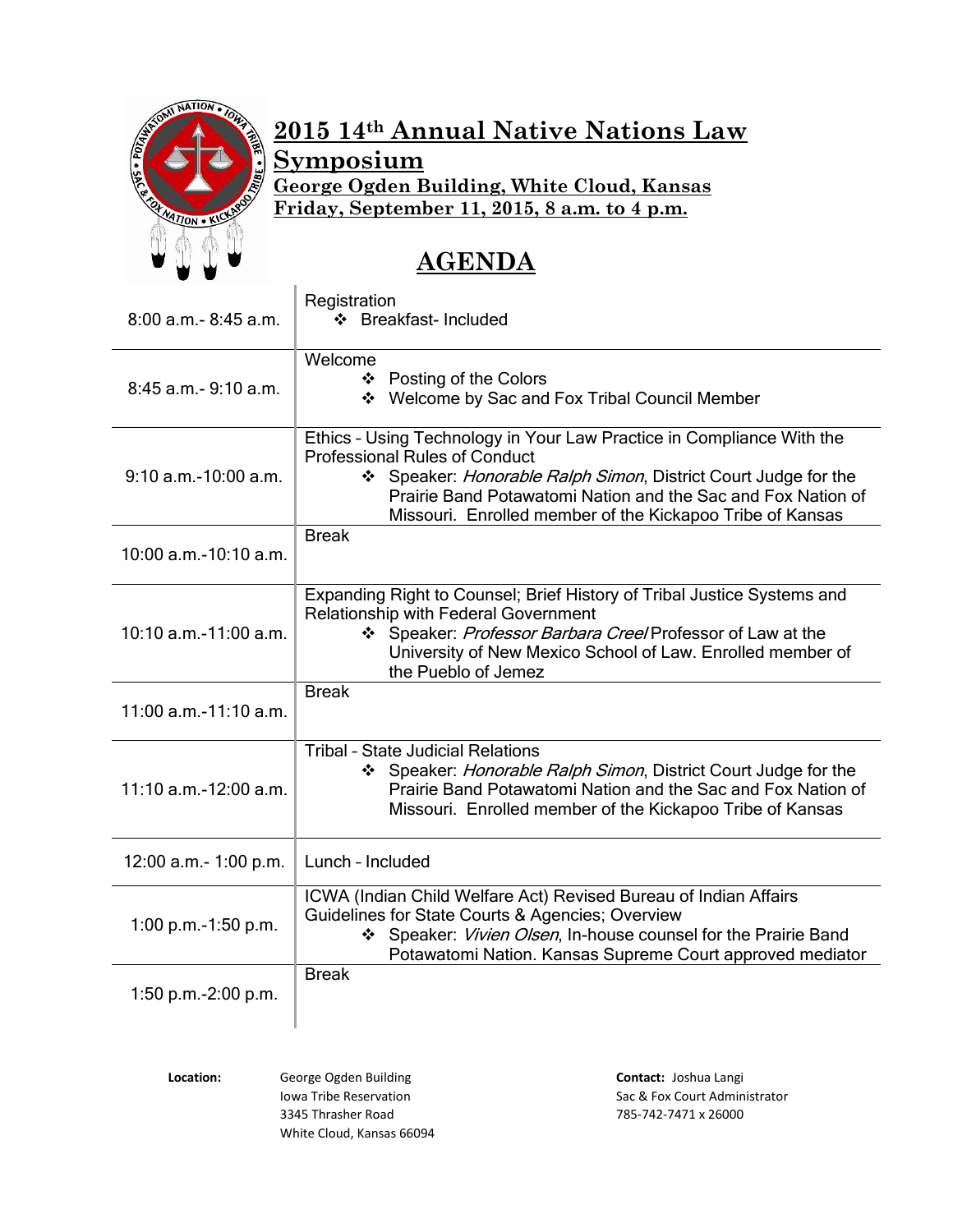# 2015 14th Annual Native Nations Law Symposium

**George Ogden Building, White Cloud, Kansas**
**Friday, September 11, 2015, 8 a.m. to 4 p.m.**

## AGENDA

| Time | Session |
|---|---|
| 8:00 a.m.- 8:45 a.m. | Registration<br>❖ Breakfast- Included |
| 8:45 a.m.- 9:10 a.m. | Welcome<br>❖ Posting of the Colors<br>❖ Welcome by Sac and Fox Tribal Council Member |
| 9:10 a.m.-10:00 a.m. | Ethics – Using Technology in Your Law Practice in Compliance With the Professional Rules of Conduct<br>❖ Speaker: *Honorable Ralph Simon*, District Court Judge for the Prairie Band Potawatomi Nation and the Sac and Fox Nation of Missouri. Enrolled member of the Kickapoo Tribe of Kansas |
| 10:00 a.m.-10:10 a.m. | Break |
| 10:10 a.m.-11:00 a.m. | Expanding Right to Counsel; Brief History of Tribal Justice Systems and Relationship with Federal Government<br>❖ Speaker: *Professor Barbara Creel* Professor of Law at the University of New Mexico School of Law. Enrolled member of the Pueblo of Jemez |
| 11:00 a.m.-11:10 a.m. | Break |
| 11:10 a.m.-12:00 a.m. | Tribal – State Judicial Relations<br>❖ Speaker: *Honorable Ralph Simon*, District Court Judge for the Prairie Band Potawatomi Nation and the Sac and Fox Nation of Missouri. Enrolled member of the Kickapoo Tribe of Kansas |
| 12:00 a.m.- 1:00 p.m. | Lunch – Included |
| 1:00 p.m.-1:50 p.m. | ICWA (Indian Child Welfare Act) Revised Bureau of Indian Affairs Guidelines for State Courts & Agencies; Overview<br>❖ Speaker: *Vivien Olsen*, In-house counsel for the Prairie Band Potawatomi Nation. Kansas Supreme Court approved mediator |
| 1:50 p.m.-2:00 p.m. | Break |

**Location:**
George Ogden Building
Iowa Tribe Reservation
3345 Thrasher Road
White Cloud, Kansas 66094

**Contact:** Joshua Langi
Sac & Fox Court Administrator
785-742-7471 x 26000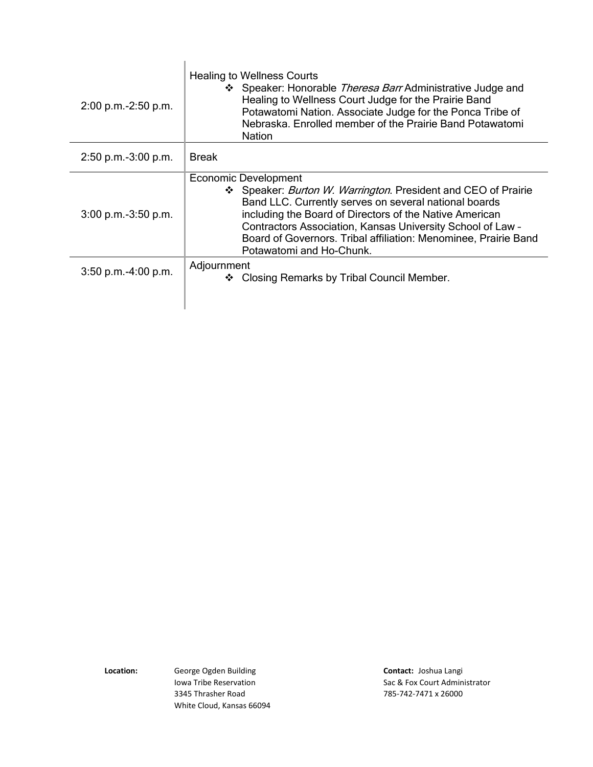| | |
|---|---|
| 2:00 p.m.-2:50 p.m. | Healing to Wellness Courts<br>❖ Speaker: Honorable *Theresa Barr* Administrative Judge and Healing to Wellness Court Judge for the Prairie Band Potawatomi Nation. Associate Judge for the Ponca Tribe of Nebraska. Enrolled member of the Prairie Band Potawatomi Nation |
| 2:50 p.m.-3:00 p.m. | Break |
| 3:00 p.m.-3:50 p.m. | Economic Development<br>❖ Speaker: *Burton W. Warrington*. President and CEO of Prairie Band LLC. Currently serves on several national boards including the Board of Directors of the Native American Contractors Association, Kansas University School of Law – Board of Governors. Tribal affiliation: Menominee, Prairie Band Potawatomi and Ho-Chunk. |
| 3:50 p.m.-4:00 p.m. | Adjournment<br>❖ Closing Remarks by Tribal Council Member. |

**Location:** George Ogden Building
Iowa Tribe Reservation
3345 Thrasher Road
White Cloud, Kansas 66094

**Contact:** Joshua Langi
Sac & Fox Court Administrator
785-742-7471 x 26000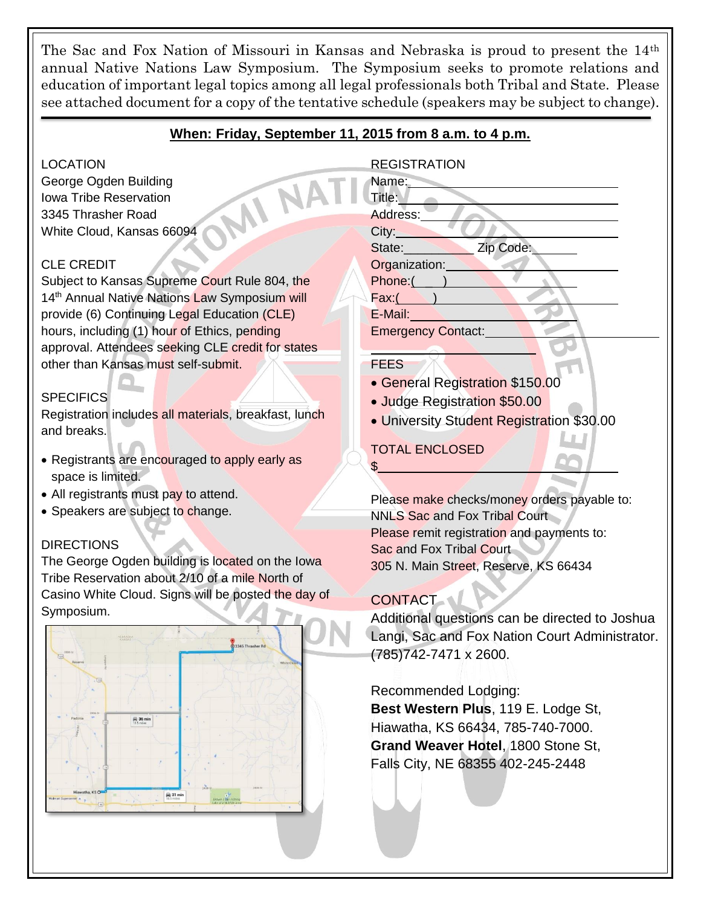The Sac and Fox Nation of Missouri in Kansas and Nebraska is proud to present the 14th annual Native Nations Law Symposium. The Symposium seeks to promote relations and education of important legal topics among all legal professionals both Tribal and State. Please see attached document for a copy of the tentative schedule (speakers may be subject to change).

## When: Friday, September 11, 2015 from 8 a.m. to 4 p.m.

### LOCATION

George Ogden Building
Iowa Tribe Reservation
3345 Thrasher Road
White Cloud, Kansas 66094

### CLE CREDIT

Subject to Kansas Supreme Court Rule 804, the 14th Annual Native Nations Law Symposium will provide (6) Continuing Legal Education (CLE) hours, including (1) hour of Ethics, pending approval. Attendees seeking CLE credit for states other than Kansas must self-submit.

### SPECIFICS

Registration includes all materials, breakfast, lunch and breaks.

- Registrants are encouraged to apply early as space is limited.
- All registrants must pay to attend.
- Speakers are subject to change.

### DIRECTIONS

The George Ogden building is located on the Iowa Tribe Reservation about 2/10 of a mile North of Casino White Cloud. Signs will be posted the day of Symposium.

3345 Thrasher Rd
White Cloud
Reserve
Padonia
36 min
Hiawatha, KS
31 min

### REGISTRATION

Name: ______________________
Title: ______________________
Address: ______________________
City: ______________________
State: __________ Zip Code: _______
Organization: ______________________
Phone:(___) ______________________
Fax:(____) ______________________
E-Mail: ______________________
Emergency Contact: ______________________

### FEES

- General Registration $150.00
- Judge Registration $50.00
- University Student Registration $30.00

### TOTAL ENCLOSED

$ ______________________

Please make checks/money orders payable to:
NNLS Sac and Fox Tribal Court
Please remit registration and payments to:
Sac and Fox Tribal Court
305 N. Main Street, Reserve, KS 66434

### CONTACT

Additional questions can be directed to Joshua Langi, Sac and Fox Nation Court Administrator. (785)742-7471 x 2600.

Recommended Lodging:

**Best Western Plus**, 119 E. Lodge St, Hiawatha, KS 66434, 785-740-7000.

**Grand Weaver Hotel**, 1800 Stone St, Falls City, NE 68355 402-245-2448